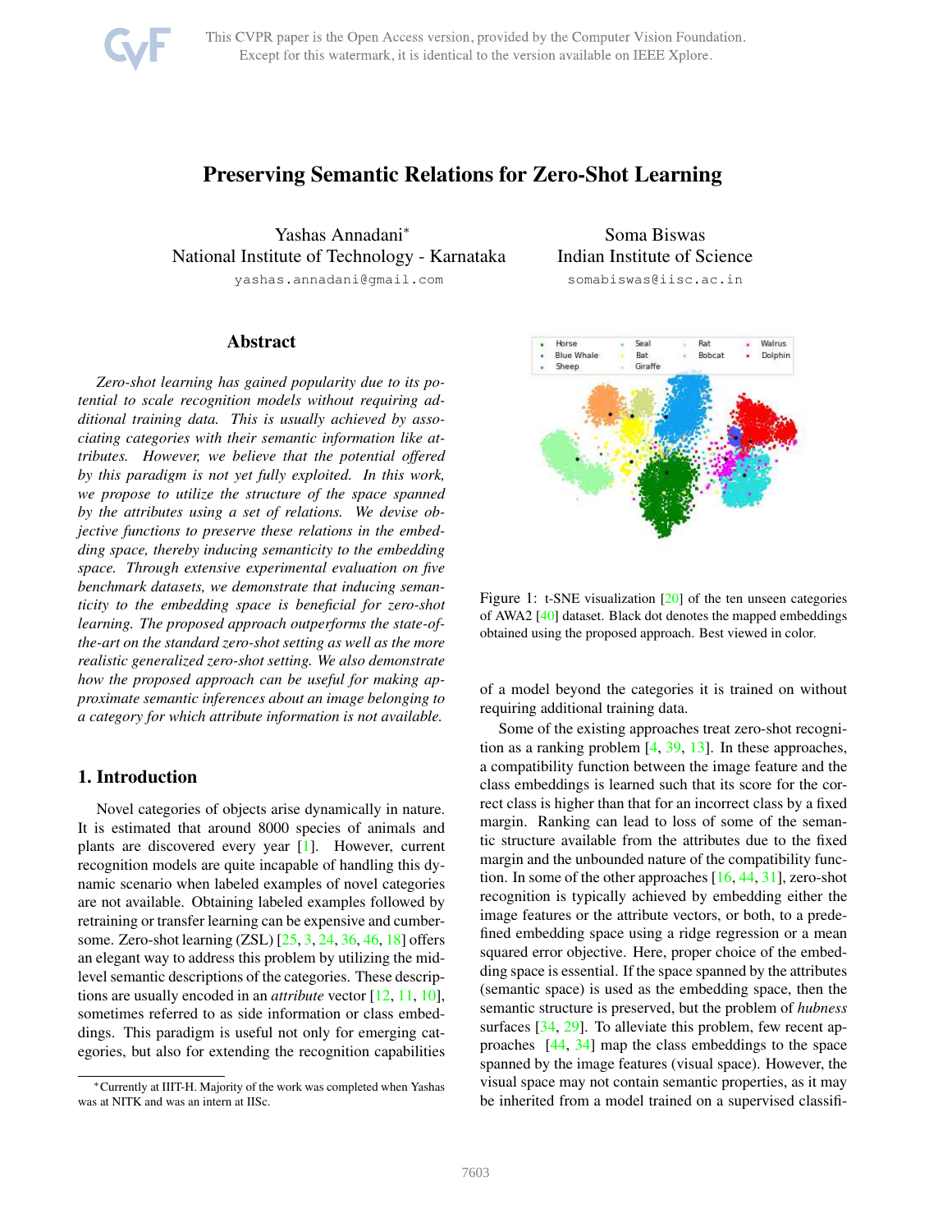# Preserving Semantic Relations for Zero-Shot Learning

Yashas Annadani*
National Institute of Technology - Karnataka
yashas.annadani@gmail.com

Soma Biswas
Indian Institute of Science
somabiswas@iisc.ac.in

## Abstract

*Zero-shot learning has gained popularity due to its potential to scale recognition models without requiring additional training data. This is usually achieved by associating categories with their semantic information like attributes. However, we believe that the potential offered by this paradigm is not yet fully exploited. In this work, we propose to utilize the structure of the space spanned by the attributes using a set of relations. We devise objective functions to preserve these relations in the embedding space, thereby inducing semanticity to the embedding space. Through extensive experimental evaluation on five benchmark datasets, we demonstrate that inducing semanticity to the embedding space is beneficial for zero-shot learning. The proposed approach outperforms the state-of-the-art on the standard zero-shot setting as well as the more realistic generalized zero-shot setting. We also demonstrate how the proposed approach can be useful for making approximate semantic inferences about an image belonging to a category for which attribute information is not available.*

## 1. Introduction

Novel categories of objects arise dynamically in nature. It is estimated that around 8000 species of animals and plants are discovered every year [1]. However, current recognition models are quite incapable of handling this dynamic scenario when labeled examples of novel categories are not available. Obtaining labeled examples followed by retraining or transfer learning can be expensive and cumbersome. Zero-shot learning (ZSL) [25, 3, 24, 36, 46, 18] offers an elegant way to address this problem by utilizing the mid-level semantic descriptions of the categories. These descriptions are usually encoded in an *attribute* vector [12, 11, 10], sometimes referred to as side information or class embeddings. This paradigm is useful not only for emerging categories, but also for extending the recognition capabilities of a model beyond the categories it is trained on without requiring additional training data.

Figure 1: t-SNE visualization [20] of the ten unseen categories of AWA2 [40] dataset. Black dot denotes the mapped embeddings obtained using the proposed approach. Best viewed in color.

Some of the existing approaches treat zero-shot recognition as a ranking problem [4, 39, 13]. In these approaches, a compatibility function between the image feature and the class embeddings is learned such that its score for the correct class is higher than that for an incorrect class by a fixed margin. Ranking can lead to loss of some of the semantic structure available from the attributes due to the fixed margin and the unbounded nature of the compatibility function. In some of the other approaches [16, 44, 31], zero-shot recognition is typically achieved by embedding either the image features or the attribute vectors, or both, to a predefined embedding space using a ridge regression or a mean squared error objective. Here, proper choice of the embedding space is essential. If the space spanned by the attributes (semantic space) is used as the embedding space, then the semantic structure is preserved, but the problem of *hubness* surfaces [34, 29]. To alleviate this problem, few recent approaches [44, 34] map the class embeddings to the space spanned by the image features (visual space). However, the visual space may not contain semantic properties, as it may be inherited from a model trained on a supervised classifi-

*Currently at IIIT-H. Majority of the work was completed when Yashas was at NITK and was an intern at IISc.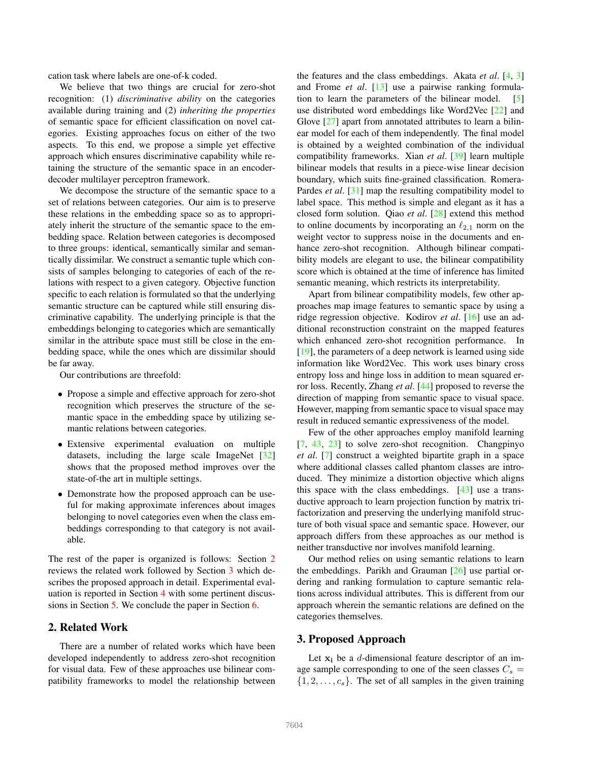cation task where labels are one-of-k coded.

We believe that two things are crucial for zero-shot recognition: (1) *discriminative ability* on the categories available during training and (2) *inheriting the properties* of semantic space for efficient classification on novel categories. Existing approaches focus on either of the two aspects. To this end, we propose a simple yet effective approach which ensures discriminative capability while retaining the structure of the semantic space in an encoder-decoder multilayer perceptron framework.

We decompose the structure of the semantic space to a set of relations between categories. Our aim is to preserve these relations in the embedding space so as to appropriately inherit the structure of the semantic space to the embedding space. Relation between categories is decomposed to three groups: identical, semantically similar and semantically dissimilar. We construct a semantic tuple which consists of samples belonging to categories of each of the relations with respect to a given category. Objective function specific to each relation is formulated so that the underlying semantic structure can be captured while still ensuring discriminative capability. The underlying principle is that the embeddings belonging to categories which are semantically similar in the attribute space must still be close in the embedding space, while the ones which are dissimilar should be far away.

Our contributions are threefold:

- Propose a simple and effective approach for zero-shot recognition which preserves the structure of the semantic space in the embedding space by utilizing semantic relations between categories.
- Extensive experimental evaluation on multiple datasets, including the large scale ImageNet [32] shows that the proposed method improves over the state-of-the art in multiple settings.
- Demonstrate how the proposed approach can be useful for making approximate inferences about images belonging to novel categories even when the class embeddings corresponding to that category is not available.

The rest of the paper is organized is follows: Section 2 reviews the related work followed by Section 3 which describes the proposed approach in detail. Experimental evaluation is reported in Section 4 with some pertinent discussions in Section 5. We conclude the paper in Section 6.

## 2. Related Work

There are a number of related works which have been developed independently to address zero-shot recognition for visual data. Few of these approaches use bilinear compatibility frameworks to model the relationship between the features and the class embeddings. Akata *et al*. [4, 3] and Frome *et al*. [13] use a pairwise ranking formulation to learn the parameters of the bilinear model. [5] use distributed word embeddings like Word2Vec [22] and Glove [27] apart from annotated attributes to learn a bilinear model for each of them independently. The final model is obtained by a weighted combination of the individual compatibility frameworks. Xian *et al*. [39] learn multiple bilinear models that results in a piece-wise linear decision boundary, which suits fine-grained classification. Romera-Pardes *et al*. [31] map the resulting compatibility model to label space. This method is simple and elegant as it has a closed form solution. Qiao *et al*. [28] extend this method to online documents by incorporating an $\ell_{2,1}$ norm on the weight vector to suppress noise in the documents and enhance zero-shot recognition. Although bilinear compatibility models are elegant to use, the bilinear compatibility score which is obtained at the time of inference has limited semantic meaning, which restricts its interpretability.

Apart from bilinear compatibility models, few other approaches map image features to semantic space by using a ridge regression objective. Kodirov *et al*. [16] use an additional reconstruction constraint on the mapped features which enhanced zero-shot recognition performance. In [19], the parameters of a deep network is learned using side information like Word2Vec. This work uses binary cross entropy loss and hinge loss in addition to mean squared error loss. Recently, Zhang *et al*. [44] proposed to reverse the direction of mapping from semantic space to visual space. However, mapping from semantic space to visual space may result in reduced semantic expressiveness of the model.

Few of the other approaches employ manifold learning [7, 43, 23] to solve zero-shot recognition. Changpinyo *et al*. [7] construct a weighted bipartite graph in a space where additional classes called phantom classes are introduced. They minimize a distortion objective which aligns this space with the class embeddings. [43] use a transductive approach to learn projection function by matrix tri-factorization and preserving the underlying manifold structure of both visual space and semantic space. However, our approach differs from these approaches as our method is neither transductive nor involves manifold learning.

Our method relies on using semantic relations to learn the embeddings. Parikh and Grauman [26] use partial ordering and ranking formulation to capture semantic relations across individual attributes. This is different from our approach wherein the semantic relations are defined on the categories themselves.

## 3. Proposed Approach

Let $\mathbf{x_i}$ be a $d$-dimensional feature descriptor of an image sample corresponding to one of the seen classes $C_s = \{1, 2, \ldots, c_s\}$. The set of all samples in the given training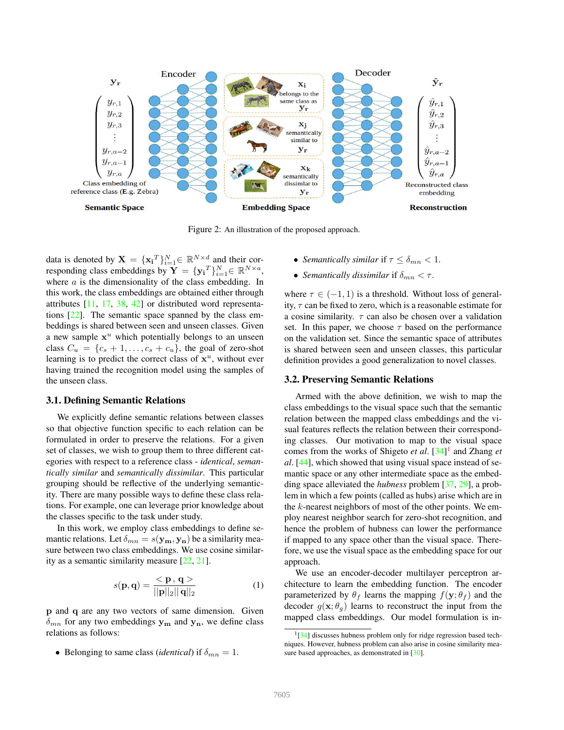Figure 2: An illustration of the proposed approach.

data is denoted by $\mathbf{X} = \{\mathbf{x_i}^T\}_{i=1}^N \in \mathbb{R}^{N \times d}$ and their corresponding class embeddings by $\mathbf{Y} = \{\mathbf{y_i}^T\}_{i=1}^N \in \mathbb{R}^{N \times a}$, where $a$ is the dimensionality of the class embedding. In this work, the class embeddings are obtained either through attributes [11, 17, 38, 42] or distributed word representations [22]. The semantic space spanned by the class embeddings is shared between seen and unseen classes. Given a new sample $\mathbf{x}^u$ which potentially belongs to an unseen class $C_u = \{c_s + 1, \ldots, c_s + c_u\}$, the goal of zero-shot learning is to predict the correct class of $\mathbf{x}^u$, without ever having trained the recognition model using the samples of the unseen class.

### 3.1. Defining Semantic Relations

We explicitly define semantic relations between classes so that objective function specific to each relation can be formulated in order to preserve the relations. For a given set of classes, we wish to group them to three different categories with respect to a reference class - *identical*, *semantically similar* and *semantically dissimilar*. This particular grouping should be reflective of the underlying semanticity. There are many possible ways to define these class relations. For example, one can leverage prior knowledge about the classes specific to the task under study.

In this work, we employ class embeddings to define semantic relations. Let $\delta_{mn} = s(\mathbf{y_m}, \mathbf{y_n})$ be a similarity measure between two class embeddings. We use cosine similarity as a semantic similarity measure [22, 21].

$$s(\mathbf{p}, \mathbf{q}) = \frac{< \mathbf{p} \, , \, \mathbf{q} >}{||\mathbf{p}||_2 || \, \mathbf{q}||_2} \tag{1}$$

$\mathbf{p}$ and $\mathbf{q}$ are any two vectors of same dimension. Given $\delta_{mn}$ for any two embeddings $\mathbf{y_m}$ and $\mathbf{y_n}$, we define class relations as follows:

- Belonging to same class (*identical*) if $\delta_{mn} = 1$.
- *Semantically similar* if $\tau \leq \delta_{mn} < 1$.
- *Semantically dissimilar* if $\delta_{mn} < \tau$.

where $\tau \in (-1, 1)$ is a threshold. Without loss of generality, $\tau$ can be fixed to zero, which is a reasonable estimate for a cosine similarity. $\tau$ can also be chosen over a validation set. In this paper, we choose $\tau$ based on the performance on the validation set. Since the semantic space of attributes is shared between seen and unseen classes, this particular definition provides a good generalization to novel classes.

### 3.2. Preserving Semantic Relations

Armed with the above definition, we wish to map the class embeddings to the visual space such that the semantic relation between the mapped class embeddings and the visual features reflects the relation between their corresponding classes. Our motivation to map to the visual space comes from the works of Shigeto *et al*. [34][1] and Zhang *et al*. [44], which showed that using visual space instead of semantic space or any other intermediate space as the embedding space alleviated the *hubness* problem [37, 29], a problem in which a few points (called as hubs) arise which are in the $k$-nearest neighbors of most of the other points. We employ nearest neighbor search for zero-shot recognition, and hence the problem of hubness can lower the performance if mapped to any space other than the visual space. Therefore, we use the visual space as the embedding space for our approach.

We use an encoder-decoder multilayer perceptron architecture to learn the embedding function. The encoder parameterized by $\theta_f$ learns the mapping $f(\mathbf{y}; \theta_f)$ and the decoder $g(\mathbf{x}; \theta_g)$ learns to reconstruct the input from the mapped class embeddings. Our model formulation is in-

[1][34] discusses hubness problem only for ridge regression based techniques. However, hubness problem can also arise in cosine similarity measure based approaches, as demonstrated in [30].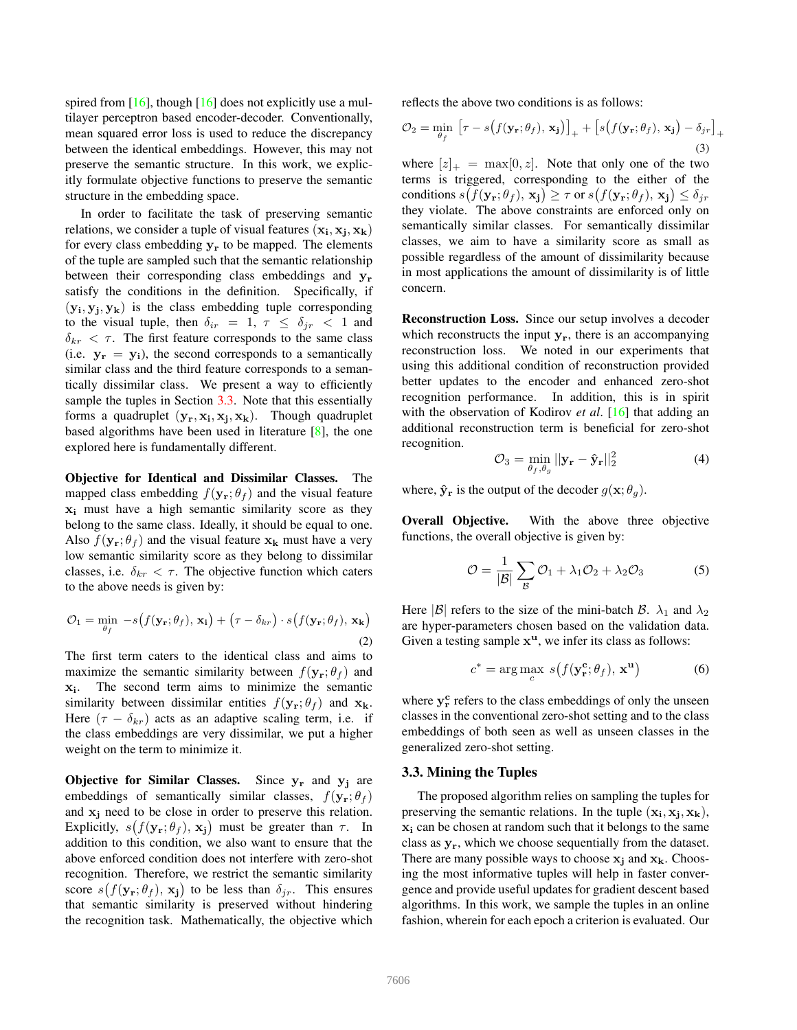spired from [16], though [16] does not explicitly use a multilayer perceptron based encoder-decoder. Conventionally, mean squared error loss is used to reduce the discrepancy between the identical embeddings. However, this may not preserve the semantic structure. In this work, we explicitly formulate objective functions to preserve the semantic structure in the embedding space.

In order to facilitate the task of preserving semantic relations, we consider a tuple of visual features $(\mathbf{x_i}, \mathbf{x_j}, \mathbf{x_k})$ for every class embedding $\mathbf{y_r}$ to be mapped. The elements of the tuple are sampled such that the semantic relationship between their corresponding class embeddings and $\mathbf{y_r}$ satisfy the conditions in the definition. Specifically, if $(\mathbf{y_i}, \mathbf{y_j}, \mathbf{y_k})$ is the class embedding tuple corresponding to the visual tuple, then $\delta_{ir} = 1$, $\tau \leq \delta_{jr} < 1$ and $\delta_{kr} < \tau$. The first feature corresponds to the same class (i.e. $\mathbf{y_r} = \mathbf{y_i}$), the second corresponds to a semantically similar class and the third feature corresponds to a semantically dissimilar class. We present a way to efficiently sample the tuples in Section 3.3. Note that this essentially forms a quadruplet $(\mathbf{y_r}, \mathbf{x_i}, \mathbf{x_j}, \mathbf{x_k})$. Though quadruplet based algorithms have been used in literature [8], the one explored here is fundamentally different.

**Objective for Identical and Dissimilar Classes.** The mapped class embedding $f(\mathbf{y_r}; \theta_f)$ and the visual feature $\mathbf{x_i}$ must have a high semantic similarity score as they belong to the same class. Ideally, it should be equal to one. Also $f(\mathbf{y_r}; \theta_f)$ and the visual feature $\mathbf{x_k}$ must have a very low semantic similarity score as they belong to dissimilar classes, i.e. $\delta_{kr} < \tau$. The objective function which caters to the above needs is given by:

$$\mathcal{O}_1 = \min_{\theta_f} \; -s\big(f(\mathbf{y_r}; \theta_f), \mathbf{x_i}\big) + \big(\tau - \delta_{kr}\big) \cdot s\big(f(\mathbf{y_r}; \theta_f), \mathbf{x_k}\big) \tag{2}$$

The first term caters to the identical class and aims to maximize the semantic similarity between $f(\mathbf{y_r}; \theta_f)$ and $\mathbf{x_i}$. The second term aims to minimize the semantic similarity between dissimilar entities $f(\mathbf{y_r}; \theta_f)$ and $\mathbf{x_k}$. Here $(\tau - \delta_{kr})$ acts as an adaptive scaling term, i.e. if the class embeddings are very dissimilar, we put a higher weight on the term to minimize it.

**Objective for Similar Classes.** Since $\mathbf{y_r}$ and $\mathbf{y_j}$ are embeddings of semantically similar classes, $f(\mathbf{y_r}; \theta_f)$ and $\mathbf{x_j}$ need to be close in order to preserve this relation. Explicitly, $s\big(f(\mathbf{y_r}; \theta_f), \mathbf{x_j}\big)$ must be greater than $\tau$. In addition to this condition, we also want to ensure that the above enforced condition does not interfere with zero-shot recognition. Therefore, we restrict the semantic similarity score $s\big(f(\mathbf{y_r}; \theta_f), \mathbf{x_j}\big)$ to be less than $\delta_{jr}$. This ensures that semantic similarity is preserved without hindering the recognition task. Mathematically, the objective which reflects the above two conditions is as follows:

$$\mathcal{O}_2 = \min_{\theta_f} \; \big[\tau - s\big(f(\mathbf{y_r}; \theta_f), \mathbf{x_j}\big)\big]_+ + \big[s\big(f(\mathbf{y_r}; \theta_f), \mathbf{x_j}\big) - \delta_{jr}\big]_+ \tag{3}$$

where $[z]_+ = \max[0, z]$. Note that only one of the two terms is triggered, corresponding to the either of the conditions $s\big(f(\mathbf{y_r}; \theta_f), \mathbf{x_j}\big) \geq \tau$ or $s\big(f(\mathbf{y_r}; \theta_f), \mathbf{x_j}\big) \leq \delta_{jr}$ they violate. The above constraints are enforced only on semantically similar classes. For semantically dissimilar classes, we aim to have a similarity score as small as possible regardless of the amount of dissimilarity because in most applications the amount of dissimilarity is of little concern.

**Reconstruction Loss.** Since our setup involves a decoder which reconstructs the input $\mathbf{y_r}$, there is an accompanying reconstruction loss. We noted in our experiments that using this additional condition of reconstruction provided better updates to the encoder and enhanced zero-shot recognition performance. In addition, this is in spirit with the observation of Kodirov *et al*. [16] that adding an additional reconstruction term is beneficial for zero-shot recognition.

$$\mathcal{O}_3 = \min_{\theta_f, \theta_g} ||\mathbf{y_r} - \hat{\mathbf{y}}_\mathbf{r}||_2^2 \tag{4}$$

where, $\hat{\mathbf{y}}_\mathbf{r}$ is the output of the decoder $g(\mathbf{x}; \theta_g)$.

**Overall Objective.** With the above three objective functions, the overall objective is given by:

$$\mathcal{O} = \frac{1}{|\mathcal{B}|} \sum_{\mathcal{B}} \mathcal{O}_1 + \lambda_1 \mathcal{O}_2 + \lambda_2 \mathcal{O}_3 \tag{5}$$

Here $|\mathcal{B}|$ refers to the size of the mini-batch $\mathcal{B}$. $\lambda_1$ and $\lambda_2$ are hyper-parameters chosen based on the validation data. Given a testing sample $\mathbf{x^u}$, we infer its class as follows:

$$c^* = \arg\max_c \; s\big(f(\mathbf{y_r^c}; \theta_f), \mathbf{x^u}\big) \tag{6}$$

where $\mathbf{y_r^c}$ refers to the class embeddings of only the unseen classes in the conventional zero-shot setting and to the class embeddings of both seen as well as unseen classes in the generalized zero-shot setting.

### 3.3. Mining the Tuples

The proposed algorithm relies on sampling the tuples for preserving the semantic relations. In the tuple $(\mathbf{x_i}, \mathbf{x_j}, \mathbf{x_k})$, $\mathbf{x_i}$ can be chosen at random such that it belongs to the same class as $\mathbf{y_r}$, which we choose sequentially from the dataset. There are many possible ways to choose $\mathbf{x_j}$ and $\mathbf{x_k}$. Choosing the most informative tuples will help in faster convergence and provide useful updates for gradient descent based algorithms. In this work, we sample the tuples in an online fashion, wherein for each epoch a criterion is evaluated. Our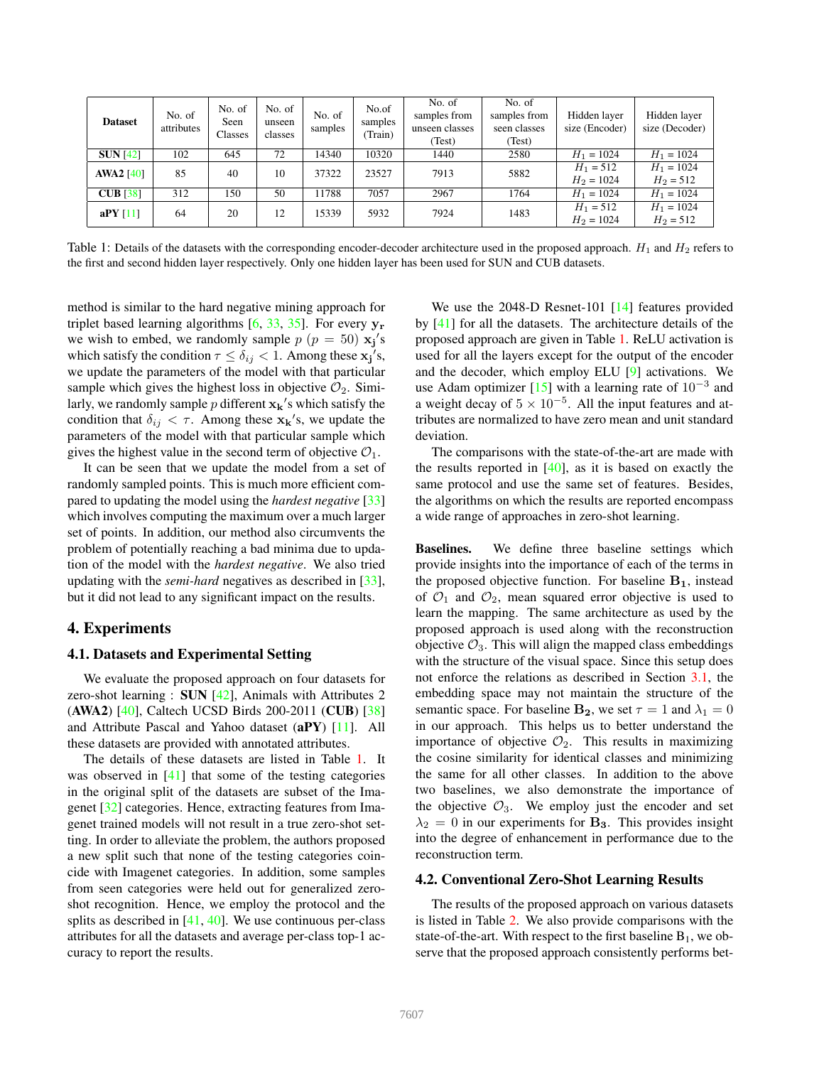| **Dataset** | No. of attributes | No. of Seen Classes | No. of unseen classes | No. of samples | No.of samples (Train) | No. of samples from unseen classes (Test) | No. of samples from seen classes (Test) | Hidden layer size (Encoder) | Hidden layer size (Decoder) |
|---|---|---|---|---|---|---|---|---|---|
| **SUN** [42] | 102 | 645 | 72 | 14340 | 10320 | 1440 | 2580 | $H_1$ = 1024 | $H_1$ = 1024 |
| **AWA2** [40] | 85 | 40 | 10 | 37322 | 23527 | 7913 | 5882 | $H_1$ = 512 $H_2$ = 1024 | $H_1$ = 1024 $H_2$ = 512 |
| **CUB** [38] | 312 | 150 | 50 | 11788 | 7057 | 2967 | 1764 | $H_1$ = 1024 | $H_1$ = 1024 |
| **aPY** [11] | 64 | 20 | 12 | 15339 | 5932 | 7924 | 1483 | $H_1$ = 512 $H_2$ = 1024 | $H_1$ = 1024 $H_2$ = 512 |

Table 1: Details of the datasets with the corresponding encoder-decoder architecture used in the proposed approach. $H_1$ and $H_2$ refers to the first and second hidden layer respectively. Only one hidden layer has been used for SUN and CUB datasets.

method is similar to the hard negative mining approach for triplet based learning algorithms [6, 33, 35]. For every $\mathbf{y_r}$ we wish to embed, we randomly sample $p$ ($p = 50$) $\mathbf{x_j}'$s which satisfy the condition $\tau \leq \delta_{ij} < 1$. Among these $\mathbf{x_j}'$s, we update the parameters of the model with that particular sample which gives the highest loss in objective $\mathcal{O}_2$. Similarly, we randomly sample $p$ different $\mathbf{x_k}'$s which satisfy the condition that $\delta_{ij} < \tau$. Among these $\mathbf{x_k}'$s, we update the parameters of the model with that particular sample which gives the highest value in the second term of objective $\mathcal{O}_1$.

It can be seen that we update the model from a set of randomly sampled points. This is much more efficient compared to updating the model using the *hardest negative* [33] which involves computing the maximum over a much larger set of points. In addition, our method also circumvents the problem of potentially reaching a bad minima due to updation of the model with the *hardest negative*. We also tried updating with the *semi-hard* negatives as described in [33], but it did not lead to any significant impact on the results.

# 4. Experiments

## 4.1. Datasets and Experimental Setting

We evaluate the proposed approach on four datasets for zero-shot learning : **SUN** [42], Animals with Attributes 2 (**AWA2**) [40], Caltech UCSD Birds 200-2011 (**CUB**) [38] and Attribute Pascal and Yahoo dataset (**aPY**) [11]. All these datasets are provided with annotated attributes.

The details of these datasets are listed in Table 1. It was observed in [41] that some of the testing categories in the original split of the datasets are subset of the Imagenet [32] categories. Hence, extracting features from Imagenet trained models will not result in a true zero-shot setting. In order to alleviate the problem, the authors proposed a new split such that none of the testing categories coincide with Imagenet categories. In addition, some samples from seen categories were held out for generalized zero-shot recognition. Hence, we employ the protocol and the splits as described in [41, 40]. We use continuous per-class attributes for all the datasets and average per-class top-1 accuracy to report the results.

We use the 2048-D Resnet-101 [14] features provided by [41] for all the datasets. The architecture details of the proposed approach are given in Table 1. ReLU activation is used for all the layers except for the output of the encoder and the decoder, which employ ELU [9] activations. We use Adam optimizer [15] with a learning rate of $10^{-3}$ and a weight decay of $5 \times 10^{-5}$. All the input features and attributes are normalized to have zero mean and unit standard deviation.

The comparisons with the state-of-the-art are made with the results reported in [40], as it is based on exactly the same protocol and use the same set of features. Besides, the algorithms on which the results are reported encompass a wide range of approaches in zero-shot learning.

**Baselines.** We define three baseline settings which provide insights into the importance of each of the terms in the proposed objective function. For baseline $\mathbf{B_1}$, instead of $\mathcal{O}_1$ and $\mathcal{O}_2$, mean squared error objective is used to learn the mapping. The same architecture as used by the proposed approach is used along with the reconstruction objective $\mathcal{O}_3$. This will align the mapped class embeddings with the structure of the visual space. Since this setup does not enforce the relations as described in Section 3.1, the embedding space may not maintain the structure of the semantic space. For baseline $\mathbf{B_2}$, we set $\tau = 1$ and $\lambda_1 = 0$ in our approach. This helps us to better understand the importance of objective $\mathcal{O}_2$. This results in maximizing the cosine similarity for identical classes and minimizing the same for all other classes. In addition to the above two baselines, we also demonstrate the importance of the objective $\mathcal{O}_3$. We employ just the encoder and set $\lambda_2 = 0$ in our experiments for $\mathbf{B_3}$. This provides insight into the degree of enhancement in performance due to the reconstruction term.

## 4.2. Conventional Zero-Shot Learning Results

The results of the proposed approach on various datasets is listed in Table 2. We also provide comparisons with the state-of-the-art. With respect to the first baseline $\mathrm{B}_1$, we observe that the proposed approach consistently performs bet-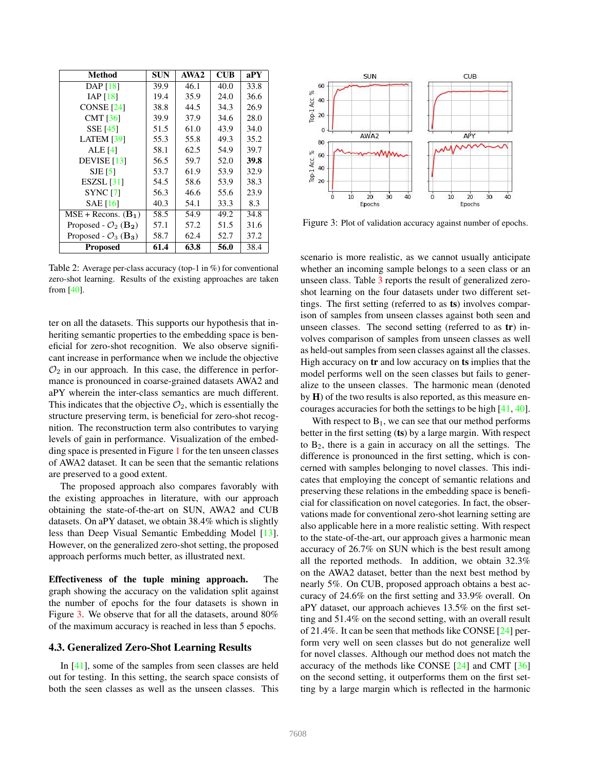| Method | SUN | AWA2 | CUB | aPY |
|---|---|---|---|---|
| DAP [18] | 39.9 | 46.1 | 40.0 | 33.8 |
| IAP [18] | 19.4 | 35.9 | 24.0 | 36.6 |
| CONSE [24] | 38.8 | 44.5 | 34.3 | 26.9 |
| CMT [36] | 39.9 | 37.9 | 34.6 | 28.0 |
| SSE [45] | 51.5 | 61.0 | 43.9 | 34.0 |
| LATEM [39] | 55.3 | 55.8 | 49.3 | 35.2 |
| ALE [4] | 58.1 | 62.5 | 54.9 | 39.7 |
| DEVISE [13] | 56.5 | 59.7 | 52.0 | **39.8** |
| SJE [5] | 53.7 | 61.9 | 53.9 | 32.9 |
| ESZSL [31] | 54.5 | 58.6 | 53.9 | 38.3 |
| SYNC [7] | 56.3 | 46.6 | 55.6 | 23.9 |
| SAE [16] | 40.3 | 54.1 | 33.3 | 8.3 |
| MSE + Recons. ($\mathbf{B_1}$) | 58.5 | 54.9 | 49.2 | 34.8 |
| Proposed - $\mathcal{O}_2$ ($\mathbf{B_2}$) | 57.1 | 57.2 | 51.5 | 31.6 |
| Proposed - $\mathcal{O}_3$ ($\mathbf{B_3}$) | 58.7 | 62.4 | 52.7 | 37.2 |
| **Proposed** | **61.4** | **63.8** | **56.0** | 38.4 |

Table 2: Average per-class accuracy (top-1 in %) for conventional zero-shot learning. Results of the existing approaches are taken from [40].

ter on all the datasets. This supports our hypothesis that inheriting semantic properties to the embedding space is beneficial for zero-shot recognition. We also observe significant increase in performance when we include the objective $\mathcal{O}_2$ in our approach. In this case, the difference in performance is pronounced in coarse-grained datasets AWA2 and aPY wherein the inter-class semantics are much different. This indicates that the objective $\mathcal{O}_2$, which is essentially the structure preserving term, is beneficial for zero-shot recognition. The reconstruction term also contributes to varying levels of gain in performance. Visualization of the embedding space is presented in Figure 1 for the ten unseen classes of AWA2 dataset. It can be seen that the semantic relations are preserved to a good extent.

The proposed approach also compares favorably with the existing approaches in literature, with our approach obtaining the state-of-the-art on SUN, AWA2 and CUB datasets. On aPY dataset, we obtain 38.4% which is slightly less than Deep Visual Semantic Embedding Model [13]. However, on the generalized zero-shot setting, the proposed approach performs much better, as illustrated next.

**Effectiveness of the tuple mining approach.** The graph showing the accuracy on the validation split against the number of epochs for the four datasets is shown in Figure 3. We observe that for all the datasets, around 80% of the maximum accuracy is reached in less than 5 epochs.

### 4.3. Generalized Zero-Shot Learning Results

In [41], some of the samples from seen classes are held out for testing. In this setting, the search space consists of both the seen classes as well as the unseen classes. This

Figure 3: Plot of validation accuracy against number of epochs.

scenario is more realistic, as we cannot usually anticipate whether an incoming sample belongs to a seen class or an unseen class. Table 3 reports the result of generalized zero-shot learning on the four datasets under two different settings. The first setting (referred to as **ts**) involves comparison of samples from unseen classes against both seen and unseen classes. The second setting (referred to as **tr**) involves comparison of samples from unseen classes as well as held-out samples from seen classes against all the classes. High accuracy on **tr** and low accuracy on **ts** implies that the model performs well on the seen classes but fails to generalize to the unseen classes. The harmonic mean (denoted by **H**) of the two results is also reported, as this measure encourages accuracies for both the settings to be high [41, 40].

With respect to $\mathrm{B}_1$, we can see that our method performs better in the first setting (**ts**) by a large margin. With respect to $\mathrm{B}_2$, there is a gain in accuracy on all the settings. The difference is pronounced in the first setting, which is concerned with samples belonging to novel classes. This indicates that employing the concept of semantic relations and preserving these relations in the embedding space is beneficial for classification on novel categories. In fact, the observations made for conventional zero-shot learning setting are also applicable here in a more realistic setting. With respect to the state-of-the-art, our approach gives a harmonic mean accuracy of 26.7% on SUN which is the best result among all the reported methods. In addition, we obtain 32.3% on the AWA2 dataset, better than the next best method by nearly 5%. On CUB, proposed approach obtains a best accuracy of 24.6% on the first setting and 33.9% overall. On aPY dataset, our approach achieves 13.5% on the first setting and 51.4% on the second setting, with an overall result of 21.4%. It can be seen that methods like CONSE [24] perform very well on seen classes but do not generalize well for novel classes. Although our method does not match the accuracy of the methods like CONSE [24] and CMT [36] on the second setting, it outperforms them on the first setting by a large margin which is reflected in the harmonic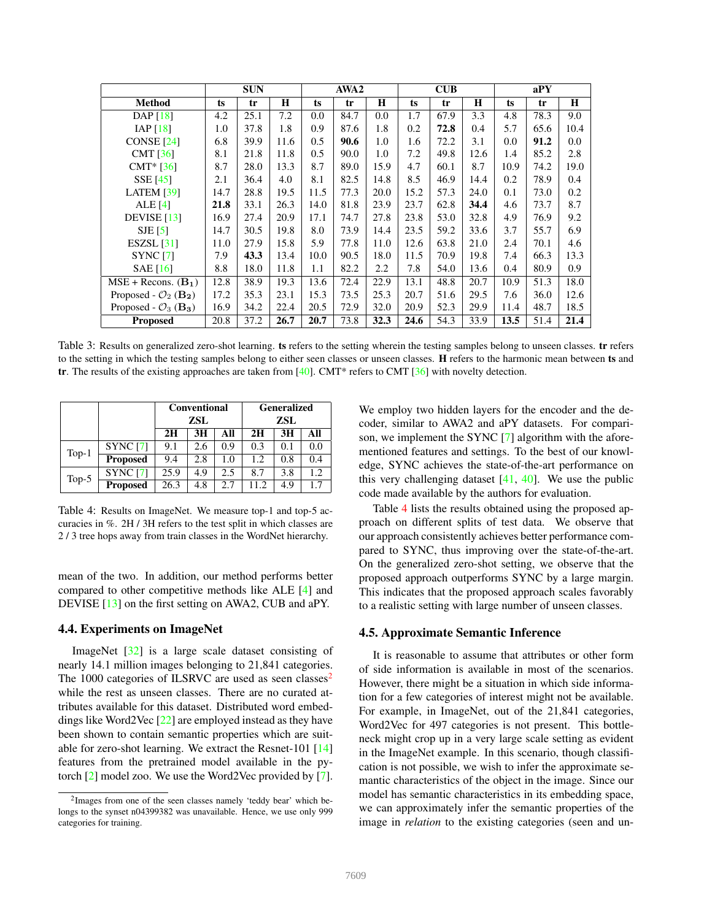| Method | SUN | | | AWA2 | | | CUB | | | aPY | | |
|---|---|---|---|---|---|---|---|---|---|---|---|---|
| | **ts** | **tr** | **H** | **ts** | **tr** | **H** | **ts** | **tr** | **H** | **ts** | **tr** | **H** |
| DAP [18] | 4.2 | 25.1 | 7.2 | 0.0 | 84.7 | 0.0 | 1.7 | 67.9 | 3.3 | 4.8 | 78.3 | 9.0 |
| IAP [18] | 1.0 | 37.8 | 1.8 | 0.9 | 87.6 | 1.8 | 0.2 | **72.8** | 0.4 | 5.7 | 65.6 | 10.4 |
| CONSE [24] | 6.8 | 39.9 | 11.6 | 0.5 | **90.6** | 1.0 | 1.6 | 72.2 | 3.1 | 0.0 | **91.2** | 0.0 |
| CMT [36] | 8.1 | 21.8 | 11.8 | 0.5 | 90.0 | 1.0 | 7.2 | 49.8 | 12.6 | 1.4 | 85.2 | 2.8 |
| CMT* [36] | 8.7 | 28.0 | 13.3 | 8.7 | 89.0 | 15.9 | 4.7 | 60.1 | 8.7 | 10.9 | 74.2 | 19.0 |
| SSE [45] | 2.1 | 36.4 | 4.0 | 8.1 | 82.5 | 14.8 | 8.5 | 46.9 | 14.4 | 0.2 | 78.9 | 0.4 |
| LATEM [39] | 14.7 | 28.8 | 19.5 | 11.5 | 77.3 | 20.0 | 15.2 | 57.3 | 24.0 | 0.1 | 73.0 | 0.2 |
| ALE [4] | **21.8** | 33.1 | 26.3 | 14.0 | 81.8 | 23.9 | 23.7 | 62.8 | **34.4** | 4.6 | 73.7 | 8.7 |
| DEVISE [13] | 16.9 | 27.4 | 20.9 | 17.1 | 74.7 | 27.8 | 23.8 | 53.0 | 32.8 | 4.9 | 76.9 | 9.2 |
| SJE [5] | 14.7 | 30.5 | 19.8 | 8.0 | 73.9 | 14.4 | 23.5 | 59.2 | 33.6 | 3.7 | 55.7 | 6.9 |
| ESZSL [31] | 11.0 | 27.9 | 15.8 | 5.9 | 77.8 | 11.0 | 12.6 | 63.8 | 21.0 | 2.4 | 70.1 | 4.6 |
| SYNC [7] | 7.9 | **43.3** | 13.4 | 10.0 | 90.5 | 18.0 | 11.5 | 70.9 | 19.8 | 7.4 | 66.3 | 13.3 |
| SAE [16] | 8.8 | 18.0 | 11.8 | 1.1 | 82.2 | 2.2 | 7.8 | 54.0 | 13.6 | 0.4 | 80.9 | 0.9 |
| MSE + Recons. ($\mathbf{B_1}$) | 12.8 | 38.9 | 19.3 | 13.6 | 72.4 | 22.9 | 13.1 | 48.8 | 20.7 | 10.9 | 51.3 | 18.0 |
| Proposed - $\mathcal{O}_2$ ($\mathbf{B_2}$) | 17.2 | 35.3 | 23.1 | 15.3 | 73.5 | 25.3 | 20.7 | 51.6 | 29.5 | 7.6 | 36.0 | 12.6 |
| Proposed - $\mathcal{O}_3$ ($\mathbf{B_3}$) | 16.9 | 34.2 | 22.4 | 20.5 | 72.9 | 32.0 | 20.9 | 52.3 | 29.9 | 11.4 | 48.7 | 18.5 |
| **Proposed** | 20.8 | 37.2 | **26.7** | **20.7** | 73.8 | **32.3** | **24.6** | 54.3 | 33.9 | **13.5** | 51.4 | **21.4** |

Table 3: Results on generalized zero-shot learning. **ts** refers to the setting wherein the testing samples belong to unseen classes. **tr** refers to the setting in which the testing samples belong to either seen classes or unseen classes. **H** refers to the harmonic mean between **ts** and **tr**. The results of the existing approaches are taken from [40]. CMT* refers to CMT [36] with novelty detection.

| | | Conventional ZSL | | | Generalized ZSL | | |
|---|---|---|---|---|---|---|---|
| | | **2H** | **3H** | **All** | **2H** | **3H** | **All** |
| Top-1 | SYNC [7] | 9.1 | 2.6 | 0.9 | 0.3 | 0.1 | 0.0 |
| | **Proposed** | 9.4 | 2.8 | 1.0 | 1.2 | 0.8 | 0.4 |
| Top-5 | SYNC [7] | 25.9 | 4.9 | 2.5 | 8.7 | 3.8 | 1.2 |
| | **Proposed** | 26.3 | 4.8 | 2.7 | 11.2 | 4.9 | 1.7 |

Table 4: Results on ImageNet. We measure top-1 and top-5 accuracies in %. 2H / 3H refers to the test split in which classes are 2 / 3 tree hops away from train classes in the WordNet hierarchy.

mean of the two. In addition, our method performs better compared to other competitive methods like ALE [4] and DEVISE [13] on the first setting on AWA2, CUB and aPY.

### 4.4. Experiments on ImageNet

ImageNet [32] is a large scale dataset consisting of nearly 14.1 million images belonging to 21,841 categories. The 1000 categories of ILSRVC are used as seen classes[2] while the rest as unseen classes. There are no curated attributes available for this dataset. Distributed word embeddings like Word2Vec [22] are employed instead as they have been shown to contain semantic properties which are suitable for zero-shot learning. We extract the Resnet-101 [14] features from the pretrained model available in the pytorch [2] model zoo. We use the Word2Vec provided by [7]. We employ two hidden layers for the encoder and the decoder, similar to AWA2 and aPY datasets. For comparison, we implement the SYNC [7] algorithm with the aforementioned features and settings. To the best of our knowledge, SYNC achieves the state-of-the-art performance on this very challenging dataset [41, 40]. We use the public code made available by the authors for evaluation.

Table 4 lists the results obtained using the proposed approach on different splits of test data. We observe that our approach consistently achieves better performance compared to SYNC, thus improving over the state-of-the-art. On the generalized zero-shot setting, we observe that the proposed approach outperforms SYNC by a large margin. This indicates that the proposed approach scales favorably to a realistic setting with large number of unseen classes.

### 4.5. Approximate Semantic Inference

It is reasonable to assume that attributes or other form of side information is available in most of the scenarios. However, there might be a situation in which side information for a few categories of interest might not be available. For example, in ImageNet, out of the 21,841 categories, Word2Vec for 497 categories is not present. This bottleneck might crop up in a very large scale setting as evident in the ImageNet example. In this scenario, though classification is not possible, we wish to infer the approximate semantic characteristics of the object in the image. Since our model has semantic characteristics in its embedding space, we can approximately infer the semantic properties of the image in *relation* to the existing categories (seen and un-

[2]Images from one of the seen classes namely 'teddy bear' which belongs to the synset n04399382 was unavailable. Hence, we use only 999 categories for training.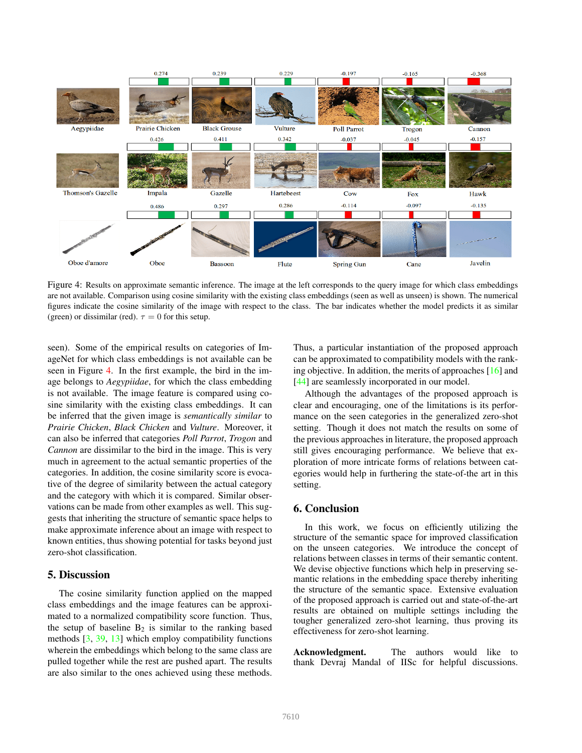Figure 4: Results on approximate semantic inference. The image at the left corresponds to the query image for which class embeddings are not available. Comparison using cosine similarity with the existing class embeddings (seen as well as unseen) is shown. The numerical figures indicate the cosine similarity of the image with respect to the class. The bar indicates whether the model predicts it as similar (green) or dissimilar (red). $\tau = 0$ for this setup.

seen). Some of the empirical results on categories of ImageNet for which class embeddings is not available can be seen in Figure 4. In the first example, the bird in the image belongs to *Aegypiidae*, for which the class embedding is not available. The image feature is compared using cosine similarity with the existing class embeddings. It can be inferred that the given image is *semantically similar* to *Prairie Chicken*, *Black Chicken* and *Vulture*. Moreover, it can also be inferred that categories *Poll Parrot*, *Trogon* and *Cannon* are dissimilar to the bird in the image. This is very much in agreement to the actual semantic properties of the categories. In addition, the cosine similarity score is evocative of the degree of similarity between the actual category and the category with which it is compared. Similar observations can be made from other examples as well. This suggests that inheriting the structure of semantic space helps to make approximate inference about an image with respect to known entities, thus showing potential for tasks beyond just zero-shot classification.

## 5. Discussion

The cosine similarity function applied on the mapped class embeddings and the image features can be approximated to a normalized compatibility score function. Thus, the setup of baseline $B_2$ is similar to the ranking based methods [3, 39, 13] which employ compatibility functions wherein the embeddings which belong to the same class are pulled together while the rest are pushed apart. The results are also similar to the ones achieved using these methods. Thus, a particular instantiation of the proposed approach can be approximated to compatibility models with the ranking objective. In addition, the merits of approaches [16] and [44] are seamlessly incorporated in our model.

Although the advantages of the proposed approach is clear and encouraging, one of the limitations is its performance on the seen categories in the generalized zero-shot setting. Though it does not match the results on some of the previous approaches in literature, the proposed approach still gives encouraging performance. We believe that exploration of more intricate forms of relations between categories would help in furthering the state-of-the art in this setting.

## 6. Conclusion

In this work, we focus on efficiently utilizing the structure of the semantic space for improved classification on the unseen categories. We introduce the concept of relations between classes in terms of their semantic content. We devise objective functions which help in preserving semantic relations in the embedding space thereby inheriting the structure of the semantic space. Extensive evaluation of the proposed approach is carried out and state-of-the-art results are obtained on multiple settings including the tougher generalized zero-shot learning, thus proving its effectiveness for zero-shot learning.

**Acknowledgment.** The authors would like to thank Devraj Mandal of IISc for helpful discussions.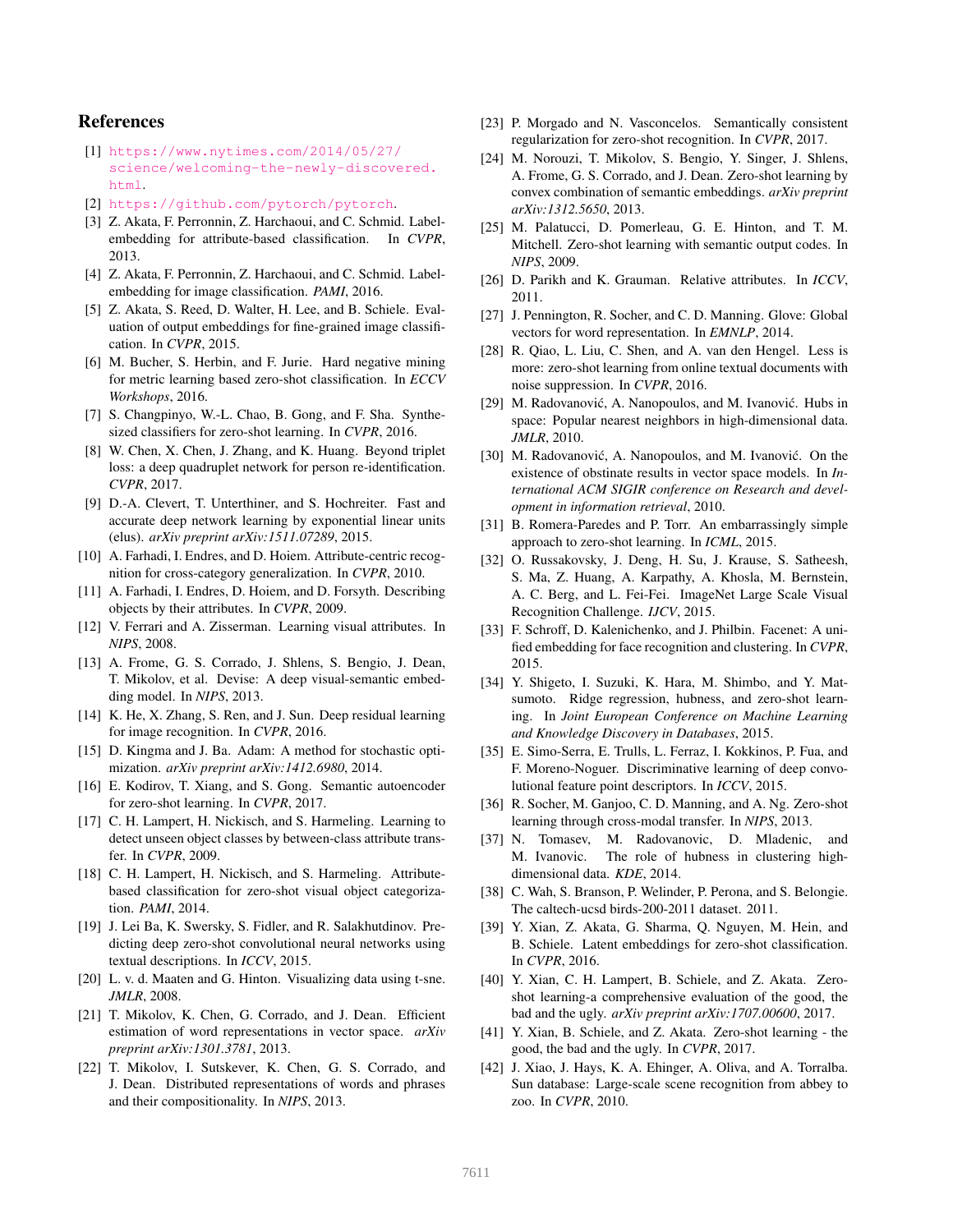## References

[1] https://www.nytimes.com/2014/05/27/science/welcoming-the-newly-discovered.html.

[2] https://github.com/pytorch/pytorch.

[3] Z. Akata, F. Perronnin, Z. Harchaoui, and C. Schmid. Label-embedding for attribute-based classification. In *CVPR*, 2013.

[4] Z. Akata, F. Perronnin, Z. Harchaoui, and C. Schmid. Label-embedding for image classification. *PAMI*, 2016.

[5] Z. Akata, S. Reed, D. Walter, H. Lee, and B. Schiele. Evaluation of output embeddings for fine-grained image classification. In *CVPR*, 2015.

[6] M. Bucher, S. Herbin, and F. Jurie. Hard negative mining for metric learning based zero-shot classification. In *ECCV Workshops*, 2016.

[7] S. Changpinyo, W.-L. Chao, B. Gong, and F. Sha. Synthesized classifiers for zero-shot learning. In *CVPR*, 2016.

[8] W. Chen, X. Chen, J. Zhang, and K. Huang. Beyond triplet loss: a deep quadruplet network for person re-identification. *CVPR*, 2017.

[9] D.-A. Clevert, T. Unterthiner, and S. Hochreiter. Fast and accurate deep network learning by exponential linear units (elus). *arXiv preprint arXiv:1511.07289*, 2015.

[10] A. Farhadi, I. Endres, and D. Hoiem. Attribute-centric recognition for cross-category generalization. In *CVPR*, 2010.

[11] A. Farhadi, I. Endres, D. Hoiem, and D. Forsyth. Describing objects by their attributes. In *CVPR*, 2009.

[12] V. Ferrari and A. Zisserman. Learning visual attributes. In *NIPS*, 2008.

[13] A. Frome, G. S. Corrado, J. Shlens, S. Bengio, J. Dean, T. Mikolov, et al. Devise: A deep visual-semantic embedding model. In *NIPS*, 2013.

[14] K. He, X. Zhang, S. Ren, and J. Sun. Deep residual learning for image recognition. In *CVPR*, 2016.

[15] D. Kingma and J. Ba. Adam: A method for stochastic optimization. *arXiv preprint arXiv:1412.6980*, 2014.

[16] E. Kodirov, T. Xiang, and S. Gong. Semantic autoencoder for zero-shot learning. In *CVPR*, 2017.

[17] C. H. Lampert, H. Nickisch, and S. Harmeling. Learning to detect unseen object classes by between-class attribute transfer. In *CVPR*, 2009.

[18] C. H. Lampert, H. Nickisch, and S. Harmeling. Attribute-based classification for zero-shot visual object categorization. *PAMI*, 2014.

[19] J. Lei Ba, K. Swersky, S. Fidler, and R. Salakhutdinov. Predicting deep zero-shot convolutional neural networks using textual descriptions. In *ICCV*, 2015.

[20] L. v. d. Maaten and G. Hinton. Visualizing data using t-sne. *JMLR*, 2008.

[21] T. Mikolov, K. Chen, G. Corrado, and J. Dean. Efficient estimation of word representations in vector space. *arXiv preprint arXiv:1301.3781*, 2013.

[22] T. Mikolov, I. Sutskever, K. Chen, G. S. Corrado, and J. Dean. Distributed representations of words and phrases and their compositionality. In *NIPS*, 2013.

[23] P. Morgado and N. Vasconcelos. Semantically consistent regularization for zero-shot recognition. In *CVPR*, 2017.

[24] M. Norouzi, T. Mikolov, S. Bengio, Y. Singer, J. Shlens, A. Frome, G. S. Corrado, and J. Dean. Zero-shot learning by convex combination of semantic embeddings. *arXiv preprint arXiv:1312.5650*, 2013.

[25] M. Palatucci, D. Pomerleau, G. E. Hinton, and T. M. Mitchell. Zero-shot learning with semantic output codes. In *NIPS*, 2009.

[26] D. Parikh and K. Grauman. Relative attributes. In *ICCV*, 2011.

[27] J. Pennington, R. Socher, and C. D. Manning. Glove: Global vectors for word representation. In *EMNLP*, 2014.

[28] R. Qiao, L. Liu, C. Shen, and A. van den Hengel. Less is more: zero-shot learning from online textual documents with noise suppression. In *CVPR*, 2016.

[29] M. Radovanović, A. Nanopoulos, and M. Ivanović. Hubs in space: Popular nearest neighbors in high-dimensional data. *JMLR*, 2010.

[30] M. Radovanović, A. Nanopoulos, and M. Ivanović. On the existence of obstinate results in vector space models. In *International ACM SIGIR conference on Research and development in information retrieval*, 2010.

[31] B. Romera-Paredes and P. Torr. An embarrassingly simple approach to zero-shot learning. In *ICML*, 2015.

[32] O. Russakovsky, J. Deng, H. Su, J. Krause, S. Satheesh, S. Ma, Z. Huang, A. Karpathy, A. Khosla, M. Bernstein, A. C. Berg, and L. Fei-Fei. ImageNet Large Scale Visual Recognition Challenge. *IJCV*, 2015.

[33] F. Schroff, D. Kalenichenko, and J. Philbin. Facenet: A unified embedding for face recognition and clustering. In *CVPR*, 2015.

[34] Y. Shigeto, I. Suzuki, K. Hara, M. Shimbo, and Y. Matsumoto. Ridge regression, hubness, and zero-shot learning. In *Joint European Conference on Machine Learning and Knowledge Discovery in Databases*, 2015.

[35] E. Simo-Serra, E. Trulls, L. Ferraz, I. Kokkinos, P. Fua, and F. Moreno-Noguer. Discriminative learning of deep convolutional feature point descriptors. In *ICCV*, 2015.

[36] R. Socher, M. Ganjoo, C. D. Manning, and A. Ng. Zero-shot learning through cross-modal transfer. In *NIPS*, 2013.

[37] N. Tomasev, M. Radovanovic, D. Mladenic, and M. Ivanovic. The role of hubness in clustering high-dimensional data. *KDE*, 2014.

[38] C. Wah, S. Branson, P. Welinder, P. Perona, and S. Belongie. The caltech-ucsd birds-200-2011 dataset. 2011.

[39] Y. Xian, Z. Akata, G. Sharma, Q. Nguyen, M. Hein, and B. Schiele. Latent embeddings for zero-shot classification. In *CVPR*, 2016.

[40] Y. Xian, C. H. Lampert, B. Schiele, and Z. Akata. Zero-shot learning-a comprehensive evaluation of the good, the bad and the ugly. *arXiv preprint arXiv:1707.00600*, 2017.

[41] Y. Xian, B. Schiele, and Z. Akata. Zero-shot learning - the good, the bad and the ugly. In *CVPR*, 2017.

[42] J. Xiao, J. Hays, K. A. Ehinger, A. Oliva, and A. Torralba. Sun database: Large-scale scene recognition from abbey to zoo. In *CVPR*, 2010.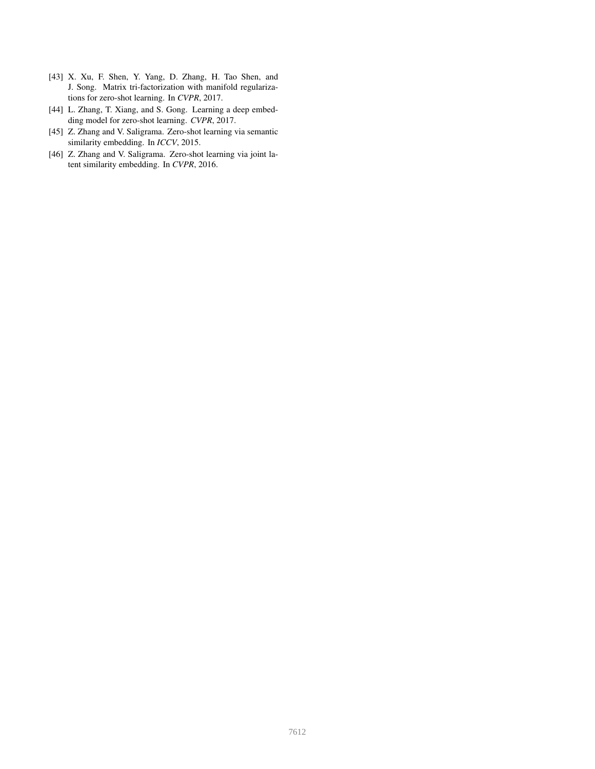[43] X. Xu, F. Shen, Y. Yang, D. Zhang, H. Tao Shen, and J. Song. Matrix tri-factorization with manifold regularizations for zero-shot learning. In *CVPR*, 2017.

[44] L. Zhang, T. Xiang, and S. Gong. Learning a deep embedding model for zero-shot learning. *CVPR*, 2017.

[45] Z. Zhang and V. Saligrama. Zero-shot learning via semantic similarity embedding. In *ICCV*, 2015.

[46] Z. Zhang and V. Saligrama. Zero-shot learning via joint latent similarity embedding. In *CVPR*, 2016.